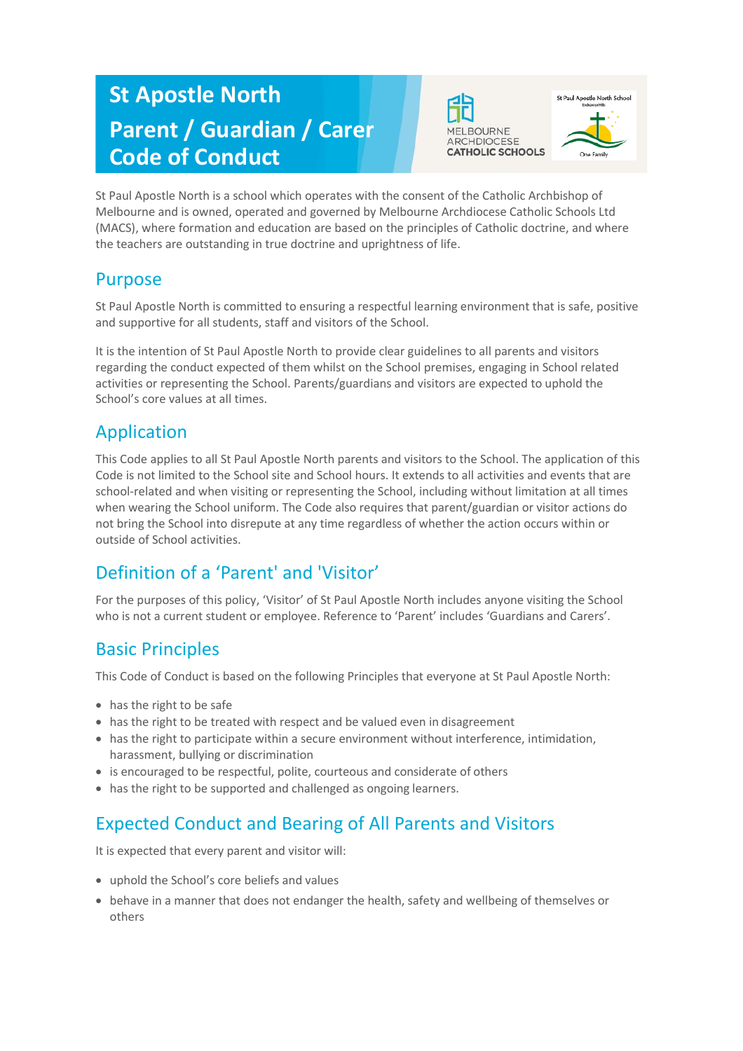# St Apostle North Parent / Guardian / Carer Code of Conduct

St Paul Apostle North is a school which operates with the consent of the Catholic Archbishop of Melbourne and is owned, operated and governed by Melbourne Archdiocese Catholic Schools Ltd (MACS), where formation and education are based on the principles of Catholic doctrine, and where the teachers are outstanding in true doctrine and uprightness of life.

## Purpose

St Paul Apostle North is committed to ensuring a respectful learning environment that is safe, positive and supportive for all students, staff and visitors of the School.

It is the intention of St Paul Apostle North to provide clear guidelines to all parents and visitors regarding the conduct expected of them whilst on the School premises, engaging in School related activities or representing the School. Parents/guardians and visitors are expected to uphold the School's core values at all times.

## Application

This Code applies to all St Paul Apostle North parents and visitors to the School. The application of this Code is not limited to the School site and School hours. It extends to all activities and events that are school-related and when visiting or representing the School, including without limitation at all times when wearing the School uniform. The Code also requires that parent/guardian or visitor actions do not bring the School into disrepute at any time regardless of whether the action occurs within or outside of School activities.

## Definition of a 'Parent' and 'Visitor'

For the purposes of this policy, 'Visitor' of St Paul Apostle North includes anyone visiting the School who is not a current student or employee. Reference to 'Parent' includes 'Guardians and Carers'.

## Basic Principles

This Code of Conduct is based on the following Principles that everyone at St Paul Apostle North:

- has the right to be safe
- has the right to be treated with respect and be valued even in disagreement
- has the right to participate within a secure environment without interference, intimidation, harassment, bullying or discrimination
- is encouraged to be respectful, polite, courteous and considerate of others
- has the right to be supported and challenged as ongoing learners.

## Expected Conduct and Bearing of All Parents and Visitors

It is expected that every parent and visitor will:

- uphold the School's core beliefs and values
- behave in a manner that does not endanger the health, safety and wellbeing of themselves or others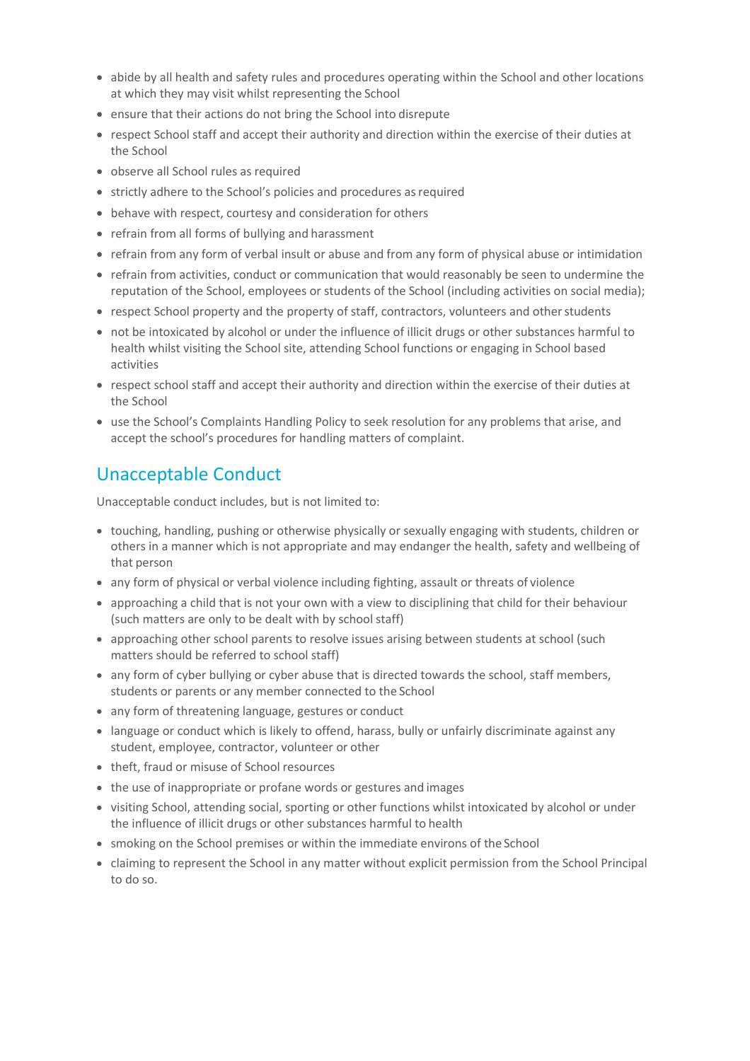- abide by all health and safety rules and procedures operating within the School and other locations at which they may visit whilst representing the School
- ensure that their actions do not bring the School into disrepute
- respect School staff and accept their authority and direction within the exercise of their duties at the School
- observe all School rules as required
- strictly adhere to the School's policies and procedures as required
- behave with respect, courtesy and consideration for others
- refrain from all forms of bullying and harassment
- refrain from any form of verbal insult or abuse and from any form of physical abuse or intimidation
- refrain from activities, conduct or communication that would reasonably be seen to undermine the reputation of the School, employees or students of the School (including activities on social media);
- respect School property and the property of staff, contractors, volunteers and other students
- not be intoxicated by alcohol or under the influence of illicit drugs or other substances harmful to health whilst visiting the School site, attending School functions or engaging in School based activities
- respect school staff and accept their authority and direction within the exercise of their duties at the School
- use the School's Complaints Handling Policy to seek resolution for any problems that arise, and accept the school's procedures for handling matters of complaint.

## Unacceptable Conduct

Unacceptable conduct includes, but is not limited to:

- touching, handling, pushing or otherwise physically or sexually engaging with students, children or others in a manner which is not appropriate and may endanger the health, safety and wellbeing of that person
- any form of physical or verbal violence including fighting, assault or threats of violence
- approaching a child that is not your own with a view to disciplining that child for their behaviour (such matters are only to be dealt with by school staff)
- approaching other school parents to resolve issues arising between students at school (such matters should be referred to school staff)
- any form of cyber bullying or cyber abuse that is directed towards the school, staff members, students or parents or any member connected to the School
- any form of threatening language, gestures or conduct
- language or conduct which is likely to offend, harass, bully or unfairly discriminate against any student, employee, contractor, volunteer or other
- theft, fraud or misuse of School resources
- the use of inappropriate or profane words or gestures and images
- visiting School, attending social, sporting or other functions whilst intoxicated by alcohol or under the influence of illicit drugs or other substances harmful to health
- smoking on the School premises or within the immediate environs of the School
- claiming to represent the School in any matter without explicit permission from the School Principal to do so.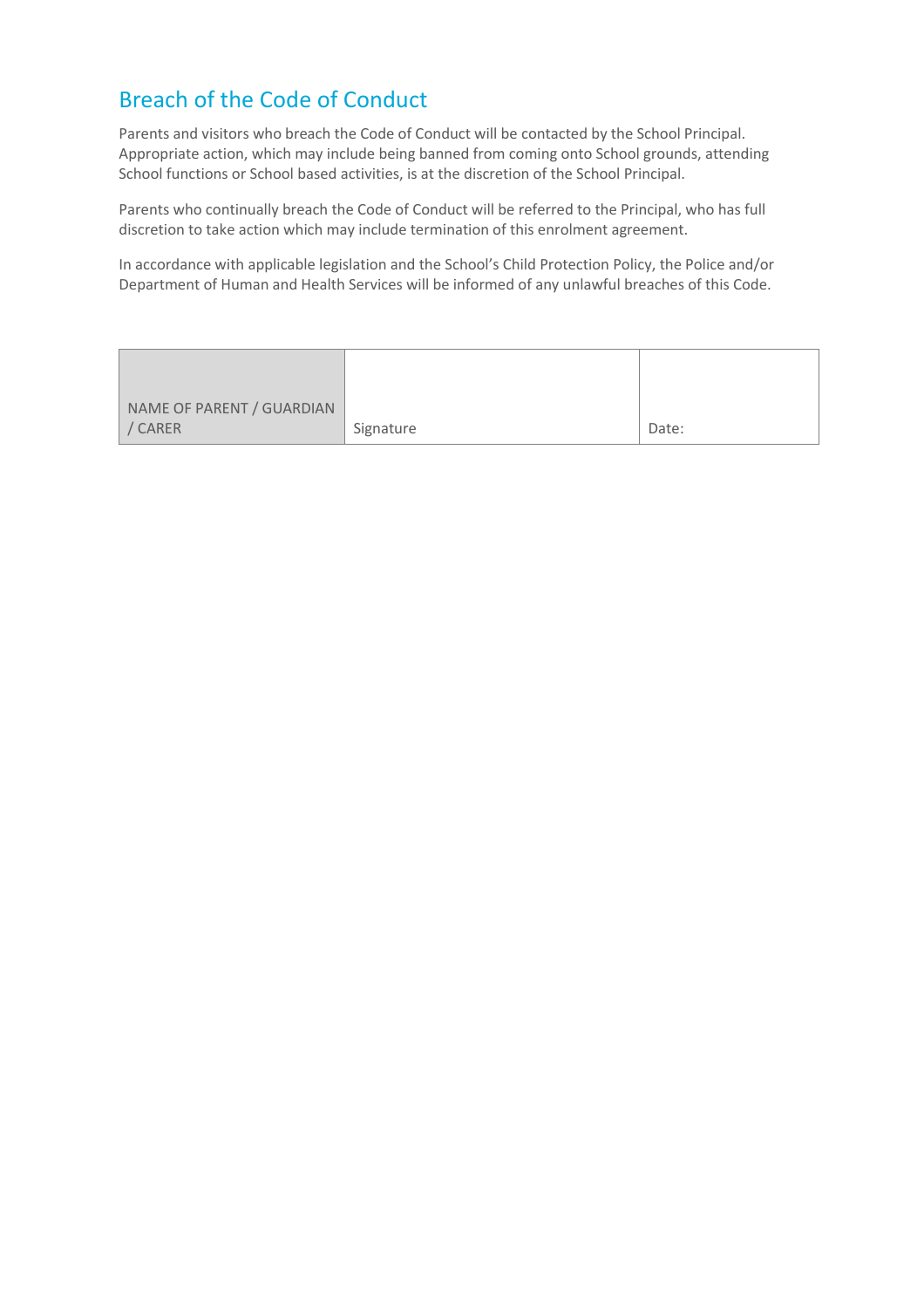## Breach of the Code of Conduct

Parents and visitors who breach the Code of Conduct will be contacted by the School Principal. Appropriate action, which may include being banned from coming onto School grounds, attending School functions or School based activities, is at the discretion of the School Principal.

Parents who continually breach the Code of Conduct will be referred to the Principal, who has full discretion to take action which may include termination of this enrolment agreement.

In accordance with applicable legislation and the School's Child Protection Policy, the Police and/or Department of Human and Health Services will be informed of any unlawful breaches of this Code.

| | | |
|---|---|---|
| NAME OF PARENT / GUARDIAN / CARER | Signature | Date: |